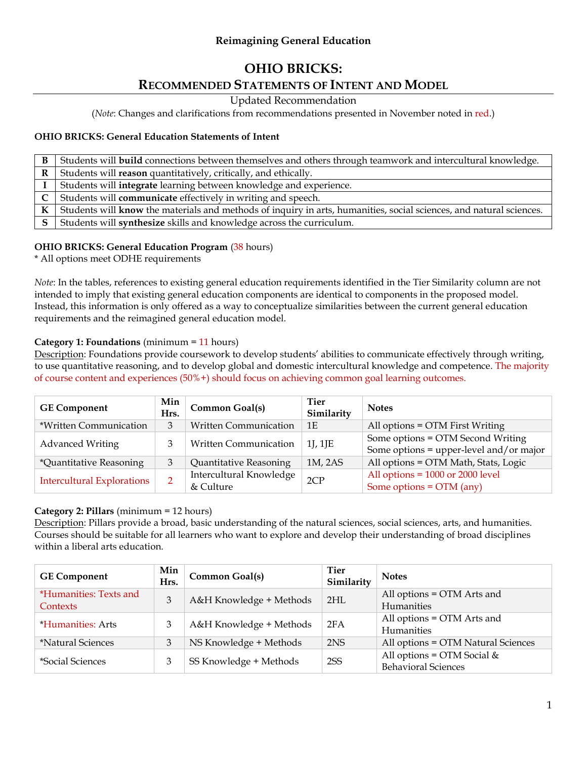**Reimagining General Education**

# OHIO BRICKS:

## RECOMMENDED STATEMENTS OF INTENT AND MODEL

Updated Recommendation

(*Note*: Changes and clarifications from recommendations presented in November noted in red.)

**OHIO BRICKS: General Education Statements of Intent**

| | |
|---|---|
| **B** | Students will **build** connections between themselves and others through teamwork and intercultural knowledge. |
| **R** | Students will **reason** quantitatively, critically, and ethically. |
| **I** | Students will **integrate** learning between knowledge and experience. |
| **C** | Students will **communicate** effectively in writing and speech. |
| **K** | Students will **know** the materials and methods of inquiry in arts, humanities, social sciences, and natural sciences. |
| **S** | Students will **synthesize** skills and knowledge across the curriculum. |

**OHIO BRICKS: General Education Program** (38 hours)

* All options meet ODHE requirements

*Note*: In the tables, references to existing general education requirements identified in the Tier Similarity column are not intended to imply that existing general education components are identical to components in the proposed model. Instead, this information is only offered as a way to conceptualize similarities between the current general education requirements and the reimagined general education model.

**Category 1: Foundations** (minimum = 11 hours)

Description: Foundations provide coursework to develop students' abilities to communicate effectively through writing, to use quantitative reasoning, and to develop global and domestic intercultural knowledge and competence. The majority of course content and experiences (50%+) should focus on achieving common goal learning outcomes.

| GE Component | Min Hrs. | Common Goal(s) | Tier Similarity | Notes |
|---|---|---|---|---|
| *Written Communication | 3 | Written Communication | 1E | All options = OTM First Writing |
| Advanced Writing | 3 | Written Communication | 1J, 1JE | Some options = OTM Second Writing<br>Some options = upper-level and/or major |
| *Quantitative Reasoning | 3 | Quantitative Reasoning | 1M, 2AS | All options = OTM Math, Stats, Logic |
| Intercultural Explorations | 2 | Intercultural Knowledge & Culture | 2CP | All options = 1000 or 2000 level<br>Some options = OTM (any) |

**Category 2: Pillars** (minimum = 12 hours)

Description: Pillars provide a broad, basic understanding of the natural sciences, social sciences, arts, and humanities. Courses should be suitable for all learners who want to explore and develop their understanding of broad disciplines within a liberal arts education.

| GE Component | Min Hrs. | Common Goal(s) | Tier Similarity | Notes |
|---|---|---|---|---|
| *Humanities: Texts and Contexts | 3 | A&H Knowledge + Methods | 2HL | All options = OTM Arts and Humanities |
| *Humanities: Arts | 3 | A&H Knowledge + Methods | 2FA | All options = OTM Arts and Humanities |
| *Natural Sciences | 3 | NS Knowledge + Methods | 2NS | All options = OTM Natural Sciences |
| *Social Sciences | 3 | SS Knowledge + Methods | 2SS | All options = OTM Social & Behavioral Sciences |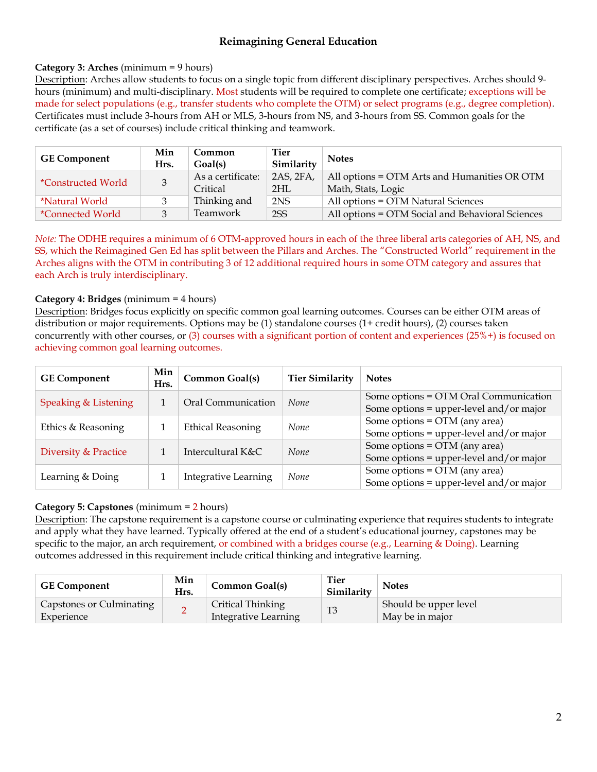## Reimagining General Education

**Category 3: Arches** (minimum = 9 hours)

Description: Arches allow students to focus on a single topic from different disciplinary perspectives. Arches should 9-hours (minimum) and multi-disciplinary. Most students will be required to complete one certificate; exceptions will be made for select populations (e.g., transfer students who complete the OTM) or select programs (e.g., degree completion). Certificates must include 3-hours from AH or MLS, 3-hours from NS, and 3-hours from SS. Common goals for the certificate (as a set of courses) include critical thinking and teamwork.

| GE Component | Min Hrs. | Common Goal(s) | Tier Similarity | Notes |
|---|---|---|---|---|
| *Constructed World | 3 | As a certificate: Critical Thinking and Teamwork | 2AS, 2FA, 2HL | All options = OTM Arts and Humanities OR OTM Math, Stats, Logic |
| *Natural World | 3 | | 2NS | All options = OTM Natural Sciences |
| *Connected World | 3 | | 2SS | All options = OTM Social and Behavioral Sciences |

*Note:* The ODHE requires a minimum of 6 OTM-approved hours in each of the three liberal arts categories of AH, NS, and SS, which the Reimagined Gen Ed has split between the Pillars and Arches. The "Constructed World" requirement in the Arches aligns with the OTM in contributing 3 of 12 additional required hours in some OTM category and assures that each Arch is truly interdisciplinary.

**Category 4: Bridges** (minimum = 4 hours)

Description: Bridges focus explicitly on specific common goal learning outcomes. Courses can be either OTM areas of distribution or major requirements. Options may be (1) standalone courses (1+ credit hours), (2) courses taken concurrently with other courses, or (3) courses with a significant portion of content and experiences (25%+) is focused on achieving common goal learning outcomes.

| GE Component | Min Hrs. | Common Goal(s) | Tier Similarity | Notes |
|---|---|---|---|---|
| Speaking & Listening | 1 | Oral Communication | *None* | Some options = OTM Oral Communication<br>Some options = upper-level and/or major |
| Ethics & Reasoning | 1 | Ethical Reasoning | *None* | Some options = OTM (any area)<br>Some options = upper-level and/or major |
| Diversity & Practice | 1 | Intercultural K&C | *None* | Some options = OTM (any area)<br>Some options = upper-level and/or major |
| Learning & Doing | 1 | Integrative Learning | *None* | Some options = OTM (any area)<br>Some options = upper-level and/or major |

**Category 5: Capstones** (minimum = 2 hours)

Description: The capstone requirement is a capstone course or culminating experience that requires students to integrate and apply what they have learned. Typically offered at the end of a student's educational journey, capstones may be specific to the major, an arch requirement, or combined with a bridges course (e.g., Learning & Doing). Learning outcomes addressed in this requirement include critical thinking and integrative learning.

| GE Component | Min Hrs. | Common Goal(s) | Tier Similarity | Notes |
|---|---|---|---|---|
| Capstones or Culminating Experience | 2 | Critical Thinking<br>Integrative Learning | T3 | Should be upper level<br>May be in major |